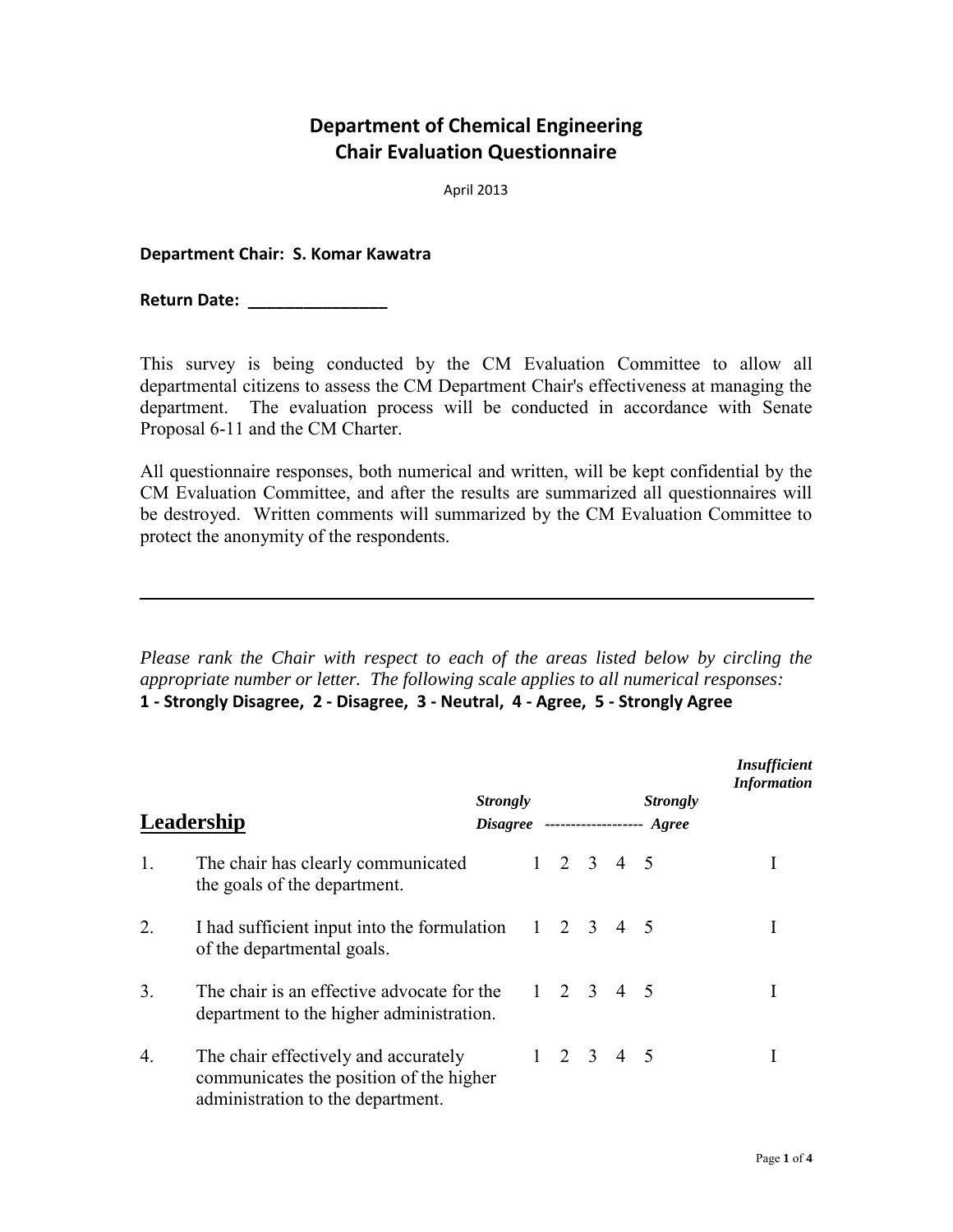# Department of Chemical Engineering
## Chair Evaluation Questionnaire

April 2013

**Department Chair: S. Komar Kawatra**

**Return Date: _______________**

This survey is being conducted by the CM Evaluation Committee to allow all departmental citizens to assess the CM Department Chair's effectiveness at managing the department. The evaluation process will be conducted in accordance with Senate Proposal 6-11 and the CM Charter.

All questionnaire responses, both numerical and written, will be kept confidential by the CM Evaluation Committee, and after the results are summarized all questionnaires will be destroyed. Written comments will summarized by the CM Evaluation Committee to protect the anonymity of the respondents.

---

*Please rank the Chair with respect to each of the areas listed below by circling the appropriate number or letter. The following scale applies to all numerical responses:*
**1 - Strongly Disagree, 2 - Disagree, 3 - Neutral, 4 - Agree, 5 - Strongly Agree**

| **Leadership** | | *Strongly Disagree* ------------------ *Strongly Agree* | *Insufficient Information* |
|---|---|---|---|
| 1. | The chair has clearly communicated the goals of the department. | 1 2 3 4 5 | I |
| 2. | I had sufficient input into the formulation of the departmental goals. | 1 2 3 4 5 | I |
| 3. | The chair is an effective advocate for the department to the higher administration. | 1 2 3 4 5 | I |
| 4. | The chair effectively and accurately communicates the position of the higher administration to the department. | 1 2 3 4 5 | I |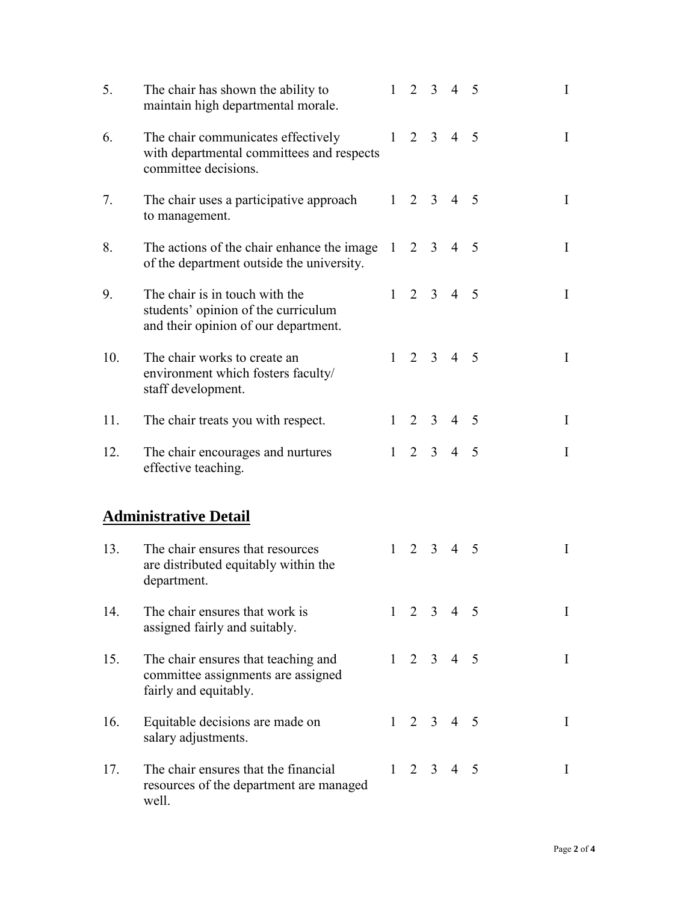| | | | | | | | |
|---|---|---|---|---|---|---|---|
| 5. | The chair has shown the ability to maintain high departmental morale. | 1 | 2 | 3 | 4 | 5 | I |
| 6. | The chair communicates effectively with departmental committees and respects committee decisions. | 1 | 2 | 3 | 4 | 5 | I |
| 7. | The chair uses a participative approach to management. | 1 | 2 | 3 | 4 | 5 | I |
| 8. | The actions of the chair enhance the image of the department outside the university. | 1 | 2 | 3 | 4 | 5 | I |
| 9. | The chair is in touch with the students' opinion of the curriculum and their opinion of our department. | 1 | 2 | 3 | 4 | 5 | I |
| 10. | The chair works to create an environment which fosters faculty/ staff development. | 1 | 2 | 3 | 4 | 5 | I |
| 11. | The chair treats you with respect. | 1 | 2 | 3 | 4 | 5 | I |
| 12. | The chair encourages and nurtures effective teaching. | 1 | 2 | 3 | 4 | 5 | I |

## Administrative Detail

| | | | | | | | |
|---|---|---|---|---|---|---|---|
| 13. | The chair ensures that resources are distributed equitably within the department. | 1 | 2 | 3 | 4 | 5 | I |
| 14. | The chair ensures that work is assigned fairly and suitably. | 1 | 2 | 3 | 4 | 5 | I |
| 15. | The chair ensures that teaching and committee assignments are assigned fairly and equitably. | 1 | 2 | 3 | 4 | 5 | I |
| 16. | Equitable decisions are made on salary adjustments. | 1 | 2 | 3 | 4 | 5 | I |
| 17. | The chair ensures that the financial resources of the department are managed well. | 1 | 2 | 3 | 4 | 5 | I |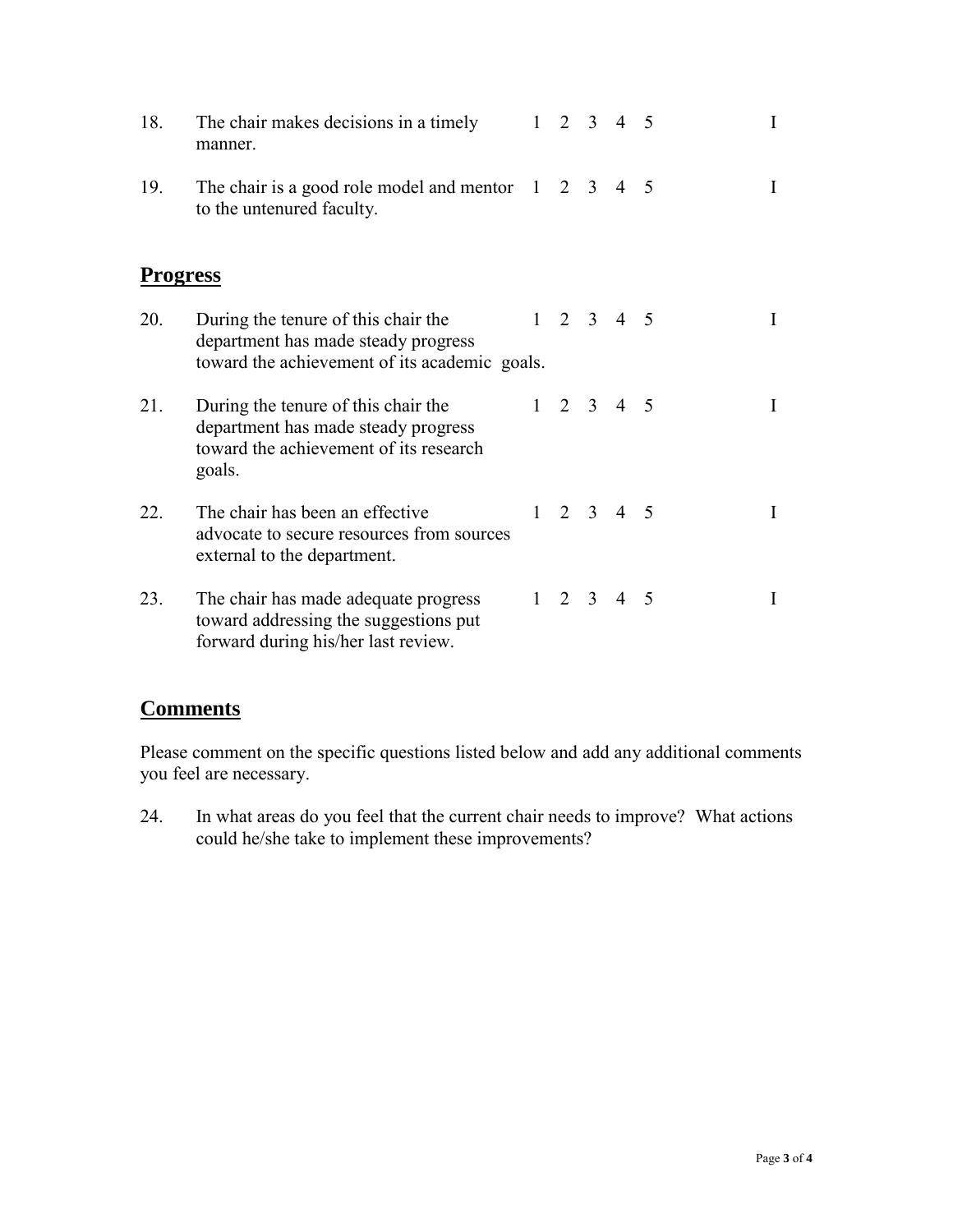| | | | | | | | |
|---|---|---|---|---|---|---|---|
| 18. | The chair makes decisions in a timely manner. | 1 | 2 | 3 | 4 | 5 | I |
| 19. | The chair is a good role model and mentor to the untenured faculty. | 1 | 2 | 3 | 4 | 5 | I |

## Progress

| | | | | | | | |
|---|---|---|---|---|---|---|---|
| 20. | During the tenure of this chair the department has made steady progress toward the achievement of its academic goals. | 1 | 2 | 3 | 4 | 5 | I |
| 21. | During the tenure of this chair the department has made steady progress toward the achievement of its research goals. | 1 | 2 | 3 | 4 | 5 | I |
| 22. | The chair has been an effective advocate to secure resources from sources external to the department. | 1 | 2 | 3 | 4 | 5 | I |
| 23. | The chair has made adequate progress toward addressing the suggestions put forward during his/her last review. | 1 | 2 | 3 | 4 | 5 | I |

## Comments

Please comment on the specific questions listed below and add any additional comments you feel are necessary.

24. In what areas do you feel that the current chair needs to improve? What actions could he/she take to implement these improvements?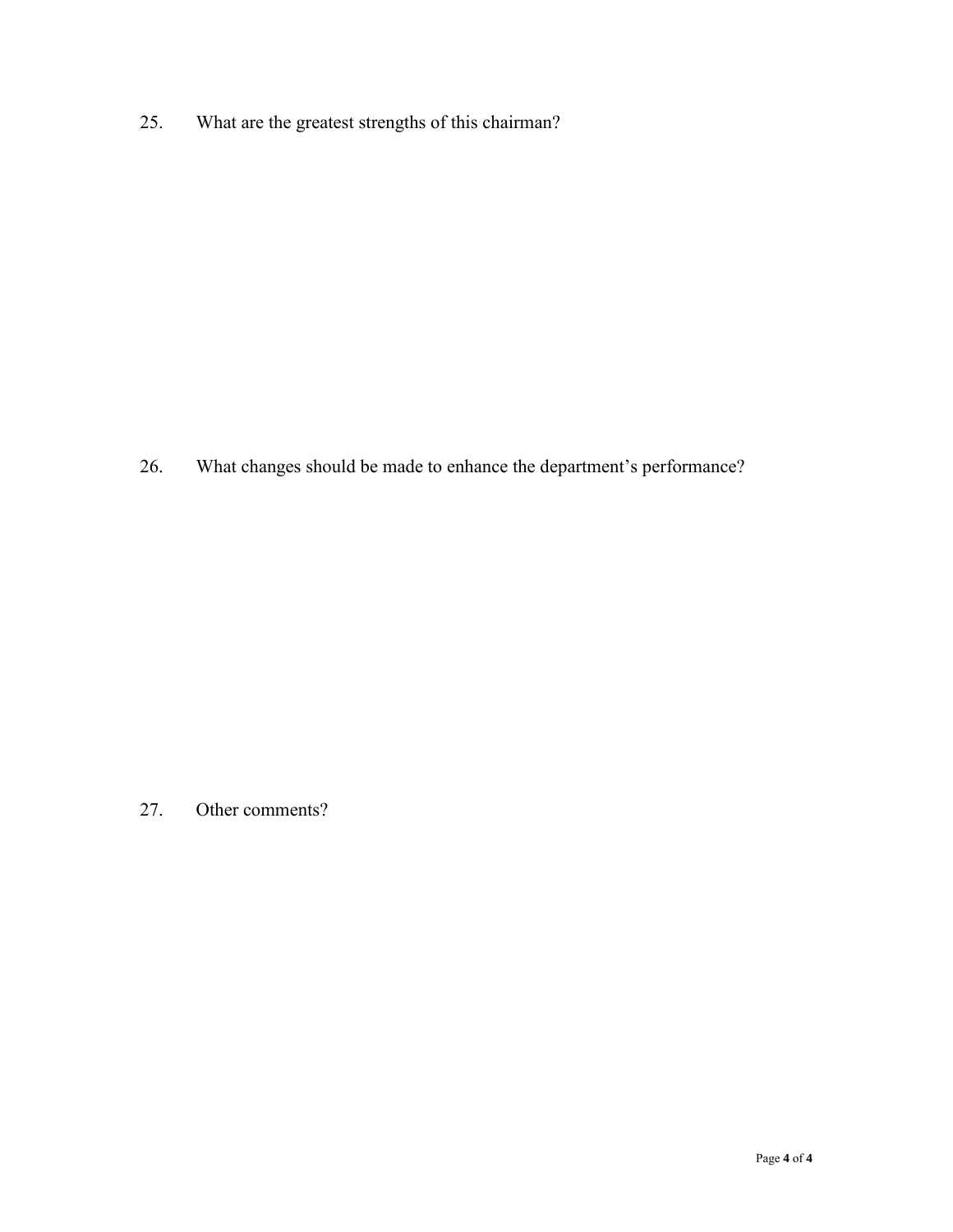25. What are the greatest strengths of this chairman?

26. What changes should be made to enhance the department's performance?

27. Other comments?